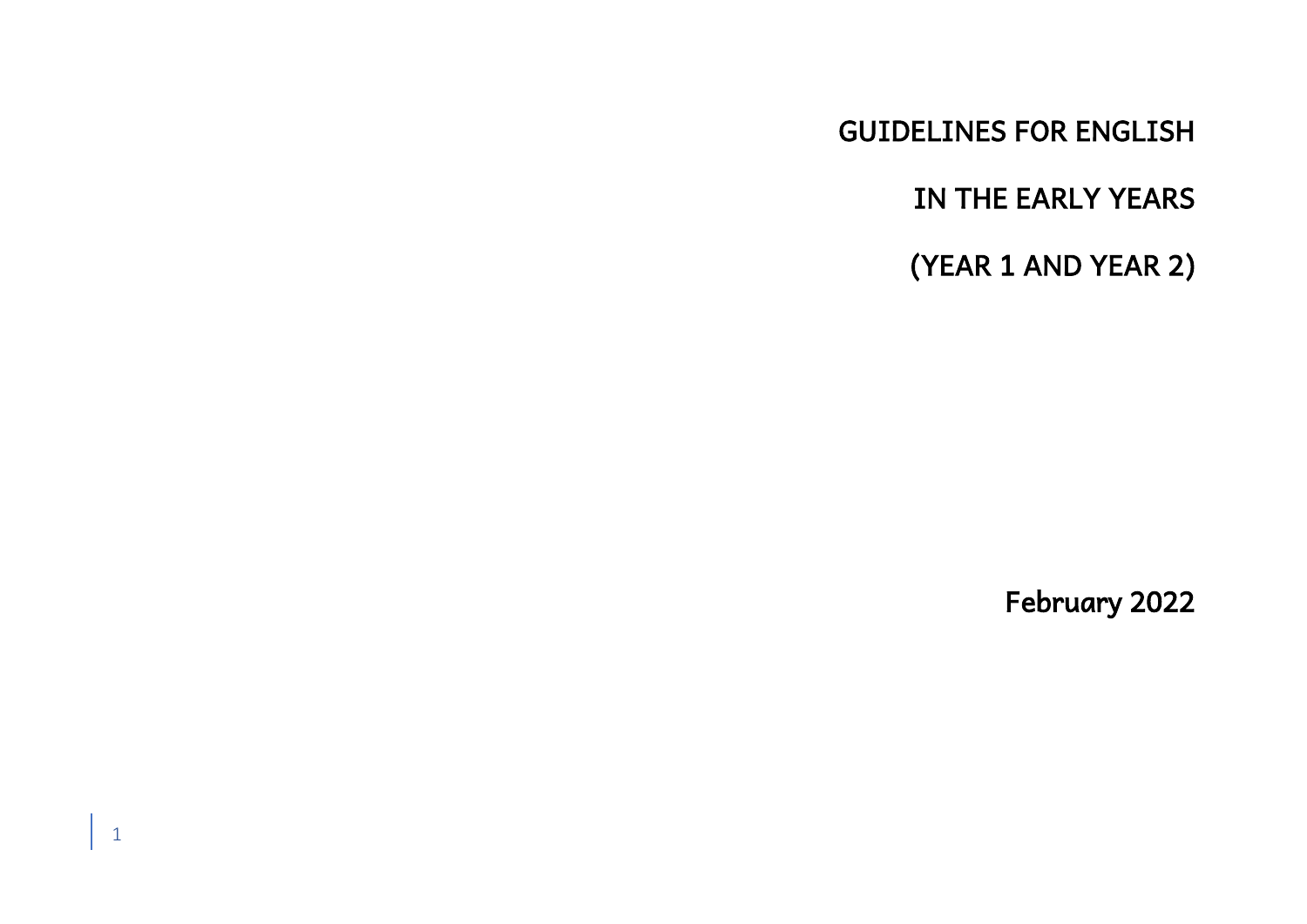# GUIDELINES FOR ENGLISH

# IN THE EARLY YEARS

# (YEAR 1 AND YEAR 2)

February 2022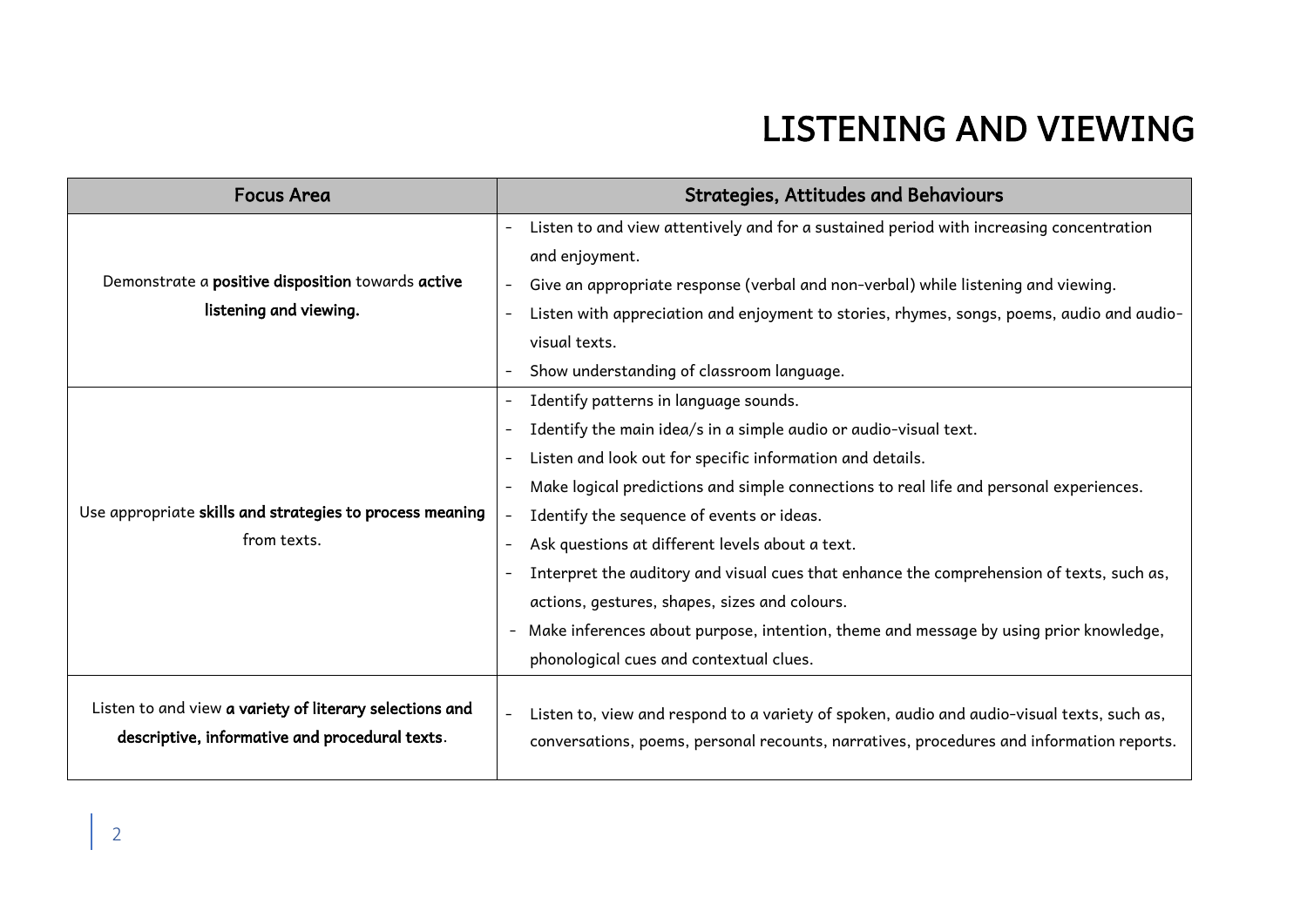# LISTENING AND VIEWING

| Focus Area | Strategies, Attitudes and Behaviours |
| --- | --- |
| Demonstrate a **positive disposition** towards **active listening and viewing.** | - Listen to and view attentively and for a sustained period with increasing concentration and enjoyment.<br>- Give an appropriate response (verbal and non-verbal) while listening and viewing.<br>- Listen with appreciation and enjoyment to stories, rhymes, songs, poems, audio and audio-visual texts.<br>- Show understanding of classroom language. |
| Use appropriate **skills and strategies to process meaning** from texts. | - Identify patterns in language sounds.<br>- Identify the main idea/s in a simple audio or audio-visual text.<br>- Listen and look out for specific information and details.<br>- Make logical predictions and simple connections to real life and personal experiences.<br>- Identify the sequence of events or ideas.<br>- Ask questions at different levels about a text.<br>- Interpret the auditory and visual cues that enhance the comprehension of texts, such as, actions, gestures, shapes, sizes and colours.<br>- Make inferences about purpose, intention, theme and message by using prior knowledge, phonological cues and contextual clues. |
| Listen to and view **a variety of literary selections and descriptive, informative and procedural texts**. | - Listen to, view and respond to a variety of spoken, audio and audio-visual texts, such as, conversations, poems, personal recounts, narratives, procedures and information reports. |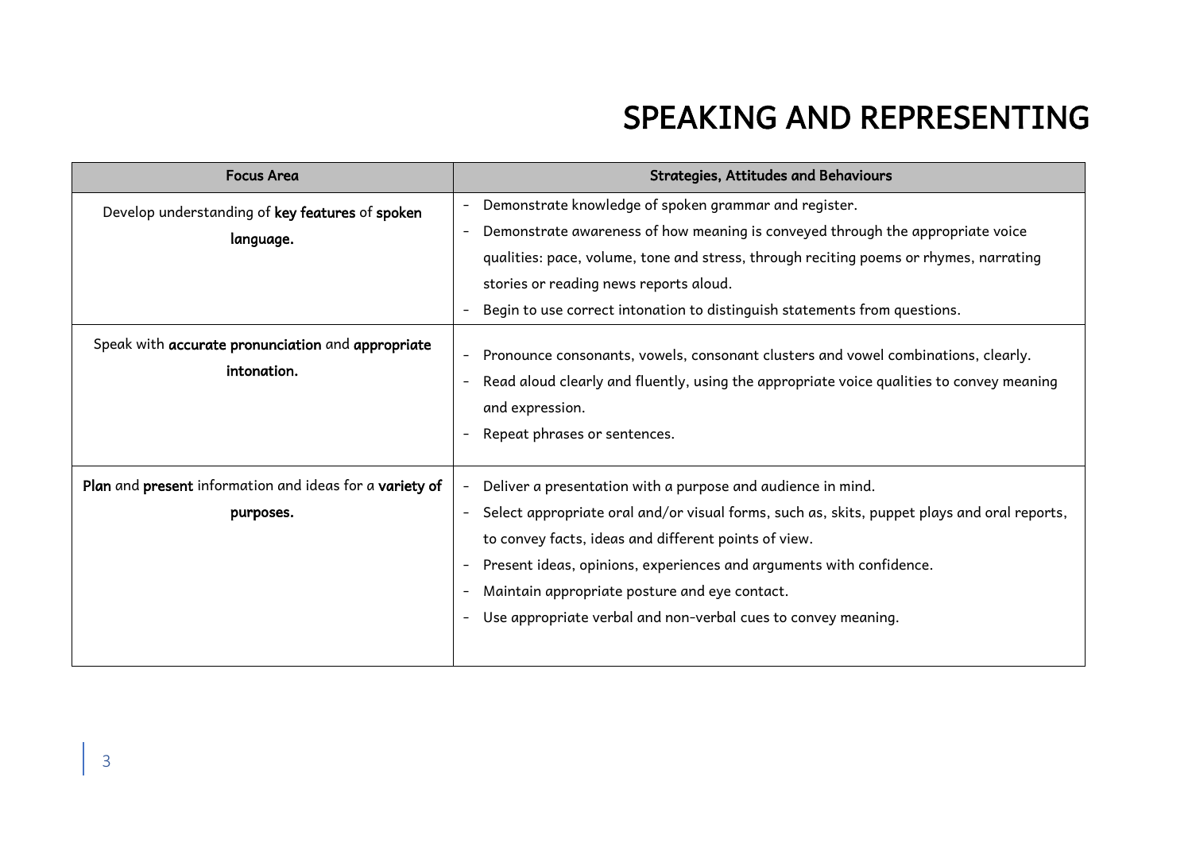# SPEAKING AND REPRESENTING

| Focus Area | Strategies, Attitudes and Behaviours |
|---|---|
| Develop understanding of **key features** of **spoken language.** | - Demonstrate knowledge of spoken grammar and register.<br>- Demonstrate awareness of how meaning is conveyed through the appropriate voice qualities: pace, volume, tone and stress, through reciting poems or rhymes, narrating stories or reading news reports aloud.<br>- Begin to use correct intonation to distinguish statements from questions. |
| Speak with **accurate pronunciation** and **appropriate intonation.** | - Pronounce consonants, vowels, consonant clusters and vowel combinations, clearly.<br>- Read aloud clearly and fluently, using the appropriate voice qualities to convey meaning and expression.<br>- Repeat phrases or sentences. |
| **Plan** and **present** information and ideas for a **variety of purposes.** | - Deliver a presentation with a purpose and audience in mind.<br>- Select appropriate oral and/or visual forms, such as, skits, puppet plays and oral reports, to convey facts, ideas and different points of view.<br>- Present ideas, opinions, experiences and arguments with confidence.<br>- Maintain appropriate posture and eye contact.<br>- Use appropriate verbal and non-verbal cues to convey meaning. |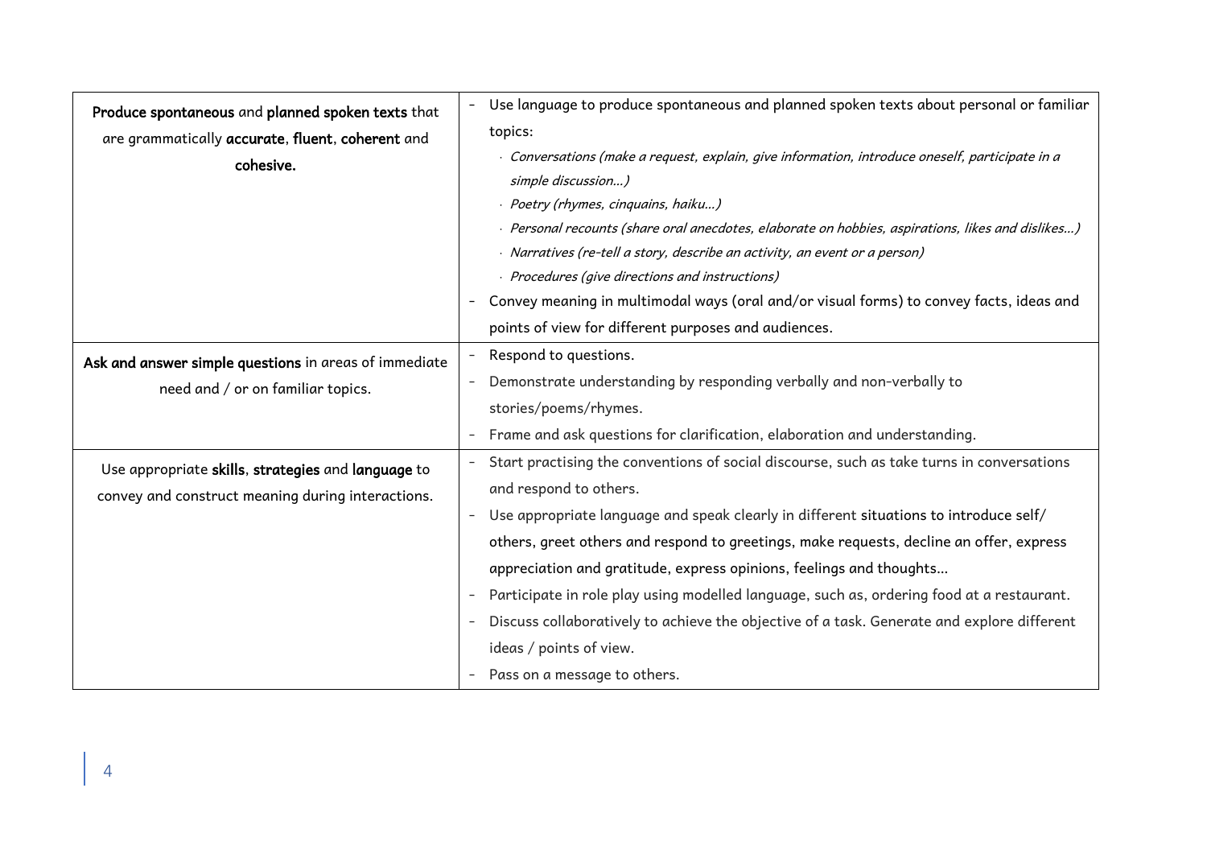| | |
|---|---|
| **Produce spontaneous** and **planned spoken texts** that are grammatically **accurate**, **fluent**, **coherent** and **cohesive.** | - Use language to produce spontaneous and planned spoken texts about personal or familiar topics:<br>· *Conversations (make a request, explain, give information, introduce oneself, participate in a simple discussion…)*<br>· *Poetry (rhymes, cinquains, haiku…)*<br>· *Personal recounts (share oral anecdotes, elaborate on hobbies, aspirations, likes and dislikes…)*<br>· *Narratives (re-tell a story, describe an activity, an event or a person)*<br>· *Procedures (give directions and instructions)*<br>- Convey meaning in multimodal ways (oral and/or visual forms) to convey facts, ideas and points of view for different purposes and audiences. |
| **Ask and answer simple questions** in areas of immediate need and / or on familiar topics. | - Respond to questions.<br>- Demonstrate understanding by responding verbally and non-verbally to stories/poems/rhymes.<br>- Frame and ask questions for clarification, elaboration and understanding. |
| Use appropriate **skills**, **strategies** and **language** to convey and construct meaning during interactions. | - Start practising the conventions of social discourse, such as take turns in conversations and respond to others.<br>- Use appropriate language and speak clearly in different situations to introduce self/ others, greet others and respond to greetings, make requests, decline an offer, express appreciation and gratitude, express opinions, feelings and thoughts…<br>- Participate in role play using modelled language, such as, ordering food at a restaurant.<br>- Discuss collaboratively to achieve the objective of a task. Generate and explore different ideas / points of view.<br>- Pass on a message to others. |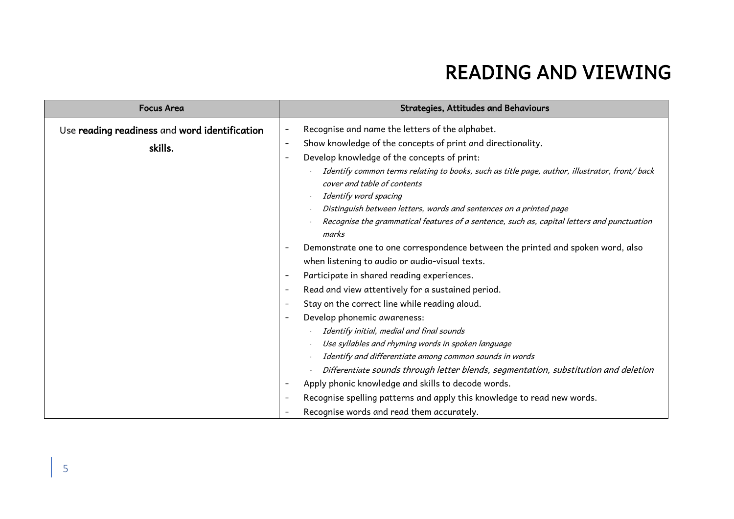# READING AND VIEWING

| Focus Area | Strategies, Attitudes and Behaviours |
|---|---|
| Use **reading readiness** and **word identification skills.** | - Recognise and name the letters of the alphabet.<br>- Show knowledge of the concepts of print and directionality.<br>- Develop knowledge of the concepts of print:<br>&nbsp;&nbsp;· *Identify common terms relating to books, such as title page, author, illustrator, front/ back cover and table of contents*<br>&nbsp;&nbsp;· *Identify word spacing*<br>&nbsp;&nbsp;· *Distinguish between letters, words and sentences on a printed page*<br>&nbsp;&nbsp;· *Recognise the grammatical features of a sentence, such as, capital letters and punctuation marks*<br>- Demonstrate one to one correspondence between the printed and spoken word, also when listening to audio or audio-visual texts.<br>- Participate in shared reading experiences.<br>- Read and view attentively for a sustained period.<br>- Stay on the correct line while reading aloud.<br>- Develop phonemic awareness:<br>&nbsp;&nbsp;· *Identify initial, medial and final sounds*<br>&nbsp;&nbsp;· *Use syllables and rhyming words in spoken language*<br>&nbsp;&nbsp;· *Identify and differentiate among common sounds in words*<br>&nbsp;&nbsp;· *Differentiate sounds through letter blends, segmentation, substitution and deletion*<br>- Apply phonic knowledge and skills to decode words.<br>- Recognise spelling patterns and apply this knowledge to read new words.<br>- Recognise words and read them accurately. |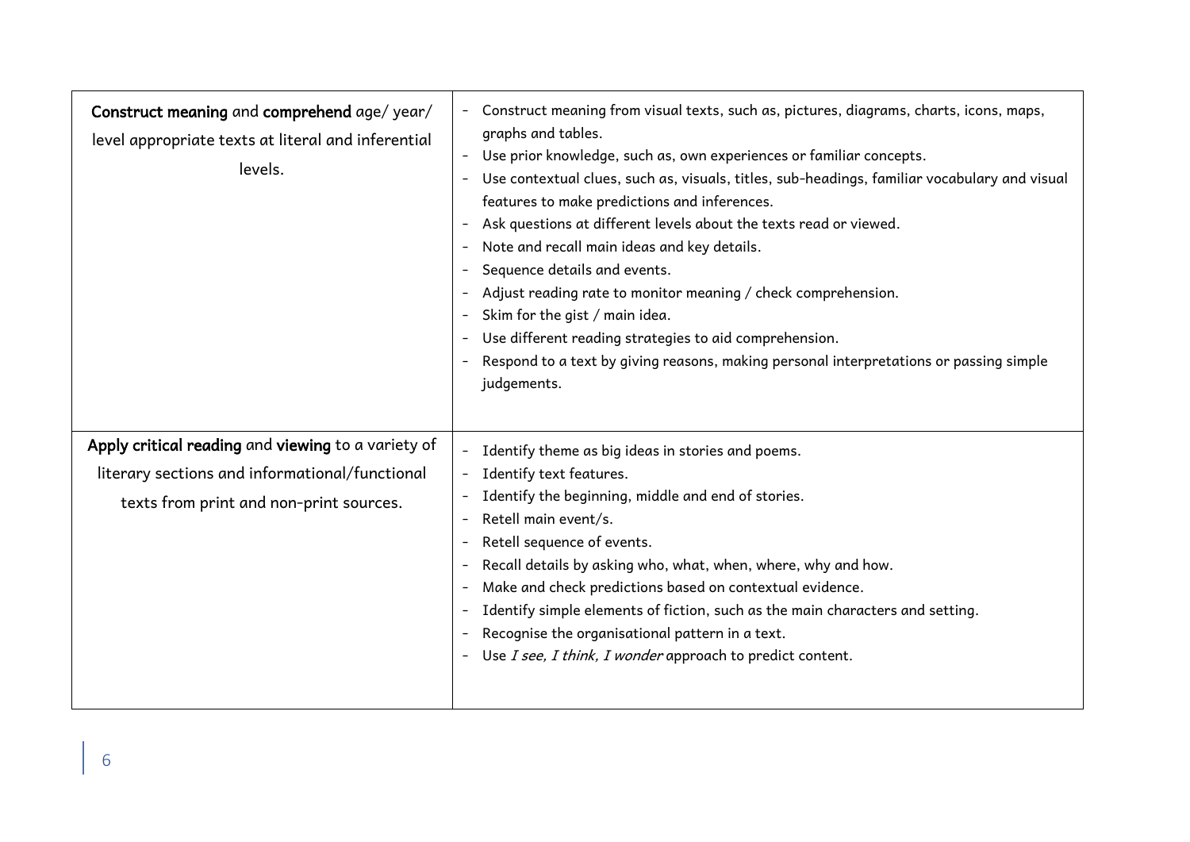| | |
|---|---|
| **Construct meaning** and **comprehend** age/ year/ level appropriate texts at literal and inferential levels. | - Construct meaning from visual texts, such as, pictures, diagrams, charts, icons, maps, graphs and tables.<br>- Use prior knowledge, such as, own experiences or familiar concepts.<br>- Use contextual clues, such as, visuals, titles, sub-headings, familiar vocabulary and visual features to make predictions and inferences.<br>- Ask questions at different levels about the texts read or viewed.<br>- Note and recall main ideas and key details.<br>- Sequence details and events.<br>- Adjust reading rate to monitor meaning / check comprehension.<br>- Skim for the gist / main idea.<br>- Use different reading strategies to aid comprehension.<br>- Respond to a text by giving reasons, making personal interpretations or passing simple judgements. |
| **Apply critical reading** and **viewing** to a variety of literary sections and informational/functional texts from print and non-print sources. | - Identify theme as big ideas in stories and poems.<br>- Identify text features.<br>- Identify the beginning, middle and end of stories.<br>- Retell main event/s.<br>- Retell sequence of events.<br>- Recall details by asking who, what, when, where, why and how.<br>- Make and check predictions based on contextual evidence.<br>- Identify simple elements of fiction, such as the main characters and setting.<br>- Recognise the organisational pattern in a text.<br>- Use *I see, I think, I wonder* approach to predict content. |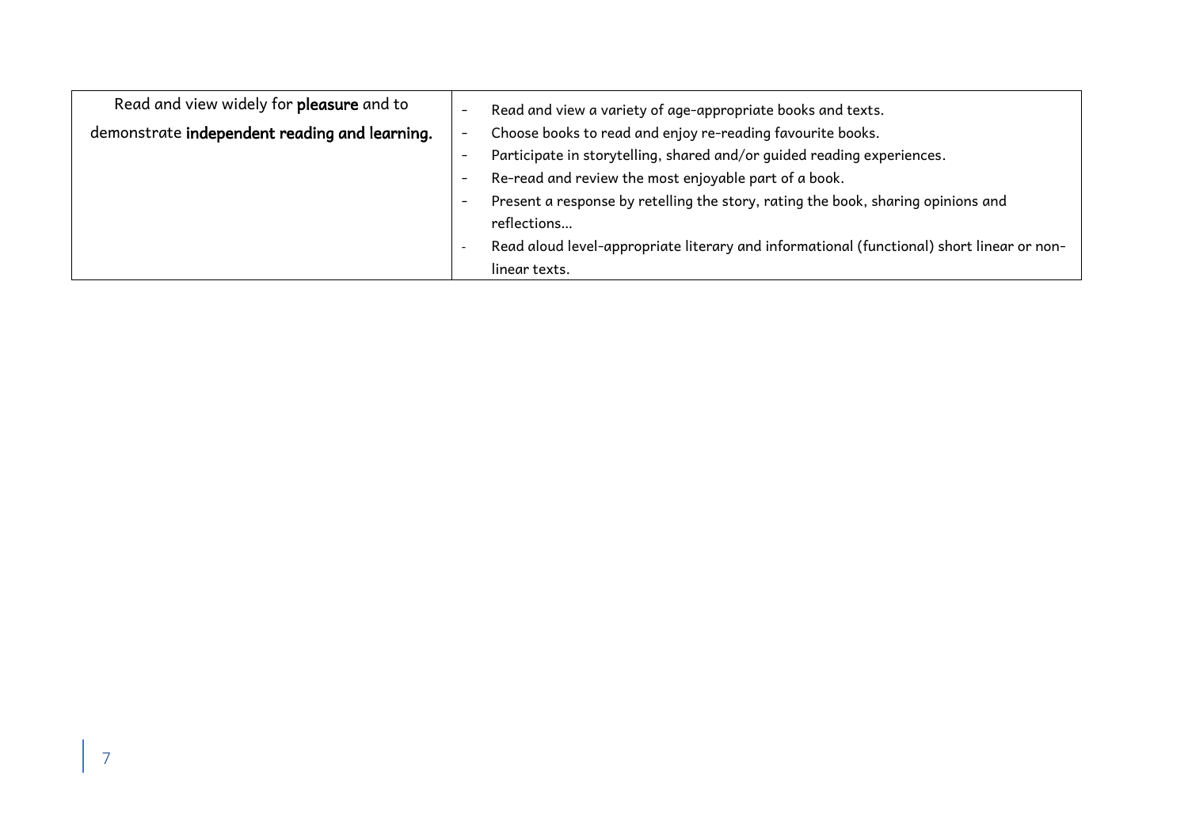| | |
|---|---|
| Read and view widely for **pleasure** and to demonstrate **independent reading and learning.** | - Read and view a variety of age-appropriate books and texts.<br>- Choose books to read and enjoy re-reading favourite books.<br>- Participate in storytelling, shared and/or guided reading experiences.<br>- Re-read and review the most enjoyable part of a book.<br>- Present a response by retelling the story, rating the book, sharing opinions and reflections…<br>- Read aloud level-appropriate literary and informational (functional) short linear or non-linear texts. |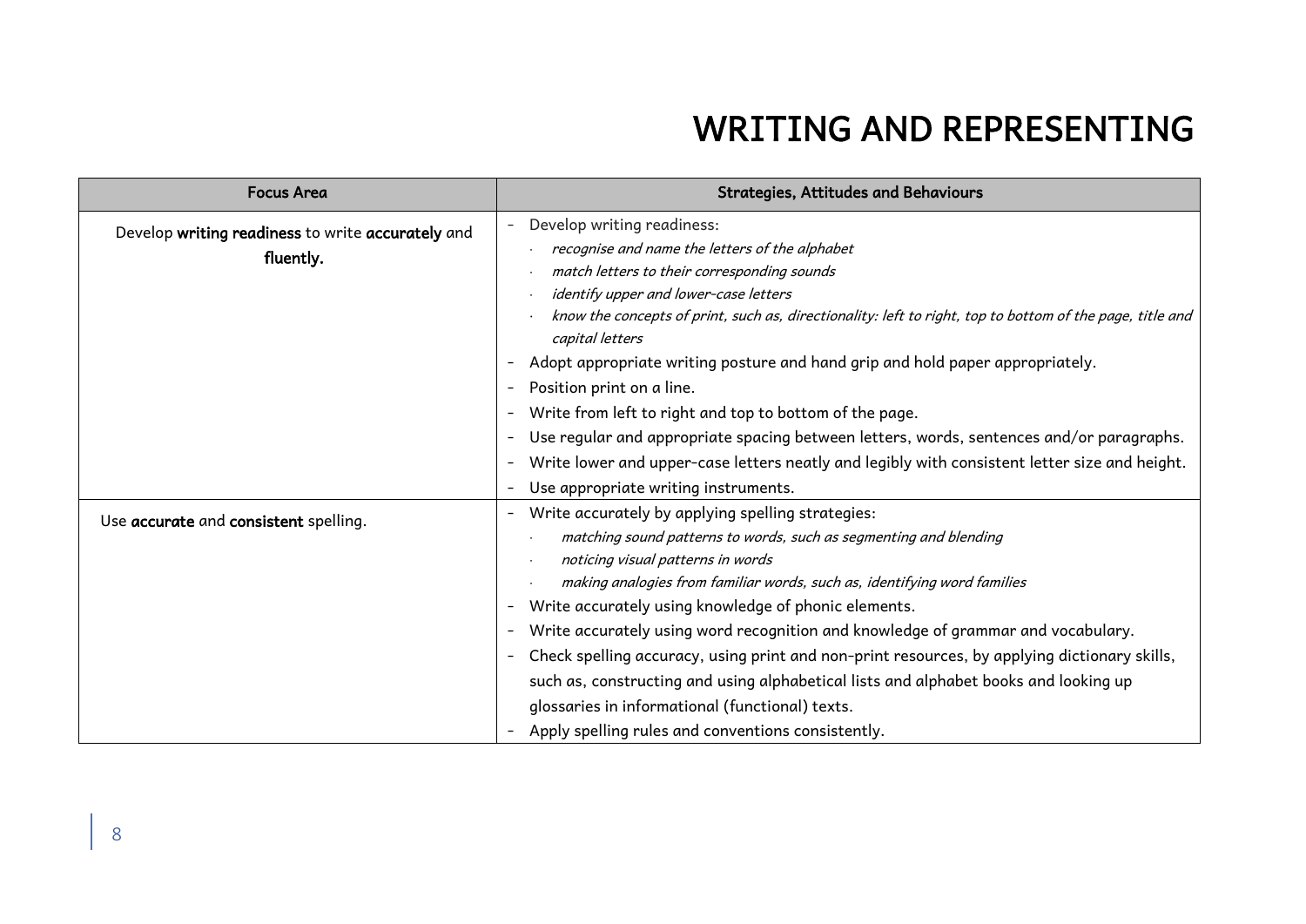# WRITING AND REPRESENTING

| Focus Area | Strategies, Attitudes and Behaviours |
|---|---|
| Develop **writing readiness** to write **accurately** and **fluently.** | - Develop writing readiness:<br>· *recognise and name the letters of the alphabet*<br>· *match letters to their corresponding sounds*<br>· *identify upper and lower-case letters*<br>· *know the concepts of print, such as, directionality: left to right, top to bottom of the page, title and capital letters*<br>- Adopt appropriate writing posture and hand grip and hold paper appropriately.<br>- Position print on a line.<br>- Write from left to right and top to bottom of the page.<br>- Use regular and appropriate spacing between letters, words, sentences and/or paragraphs.<br>- Write lower and upper-case letters neatly and legibly with consistent letter size and height.<br>- Use appropriate writing instruments. |
| Use **accurate** and **consistent** spelling. | - Write accurately by applying spelling strategies:<br>· *matching sound patterns to words, such as segmenting and blending*<br>· *noticing visual patterns in words*<br>· *making analogies from familiar words, such as, identifying word families*<br>- Write accurately using knowledge of phonic elements.<br>- Write accurately using word recognition and knowledge of grammar and vocabulary.<br>- Check spelling accuracy, using print and non-print resources, by applying dictionary skills, such as, constructing and using alphabetical lists and alphabet books and looking up glossaries in informational (functional) texts.<br>- Apply spelling rules and conventions consistently. |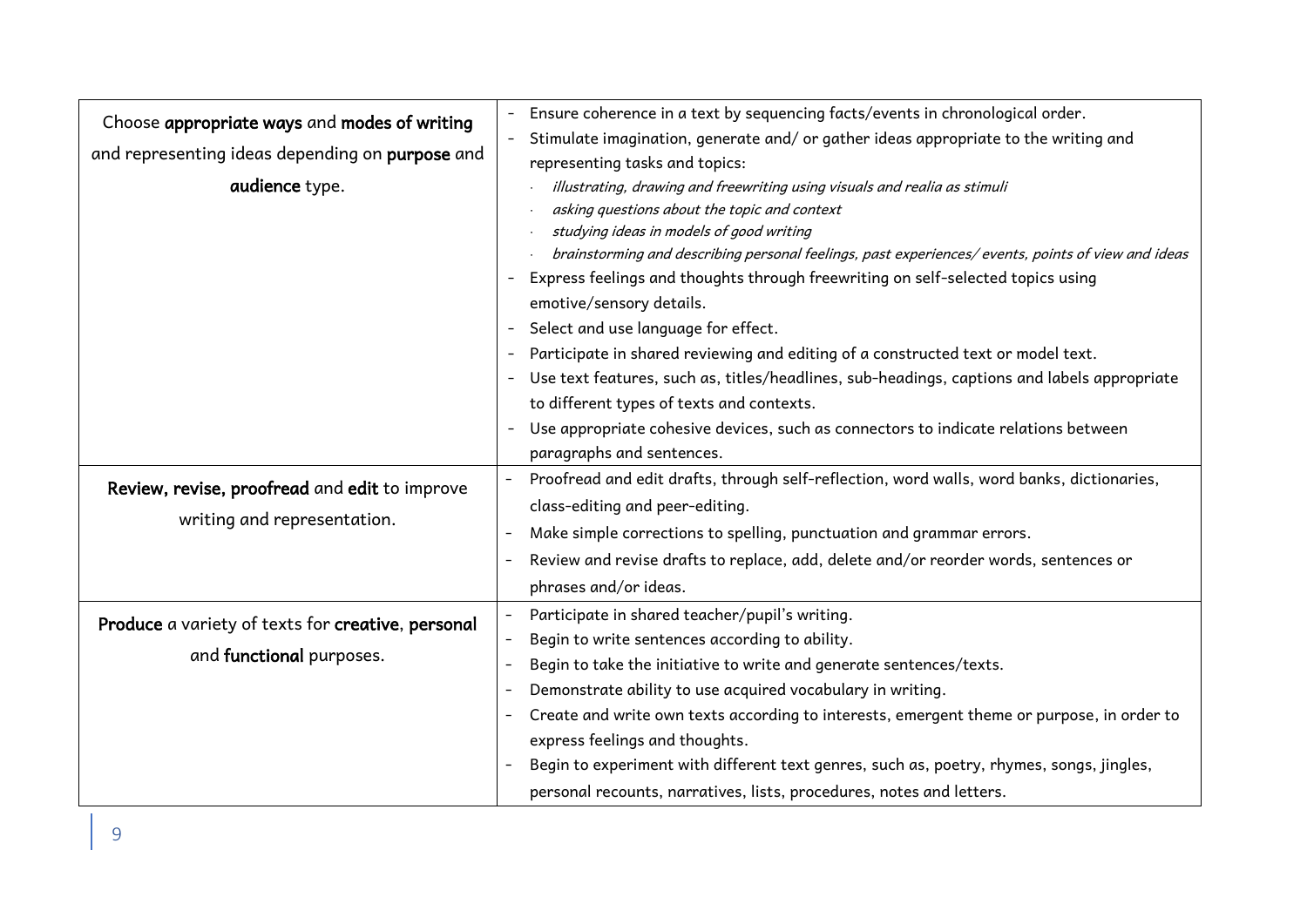| | |
|---|---|
| Choose **appropriate ways** and **modes of writing** and representing ideas depending on **purpose** and **audience** type. | - Ensure coherence in a text by sequencing facts/events in chronological order.<br>- Stimulate imagination, generate and/ or gather ideas appropriate to the writing and representing tasks and topics:<br>· *illustrating, drawing and freewriting using visuals and realia as stimuli*<br>· *asking questions about the topic and context*<br>· *studying ideas in models of good writing*<br>· *brainstorming and describing personal feelings, past experiences/ events, points of view and ideas*<br>- Express feelings and thoughts through freewriting on self-selected topics using emotive/sensory details.<br>- Select and use language for effect.<br>- Participate in shared reviewing and editing of a constructed text or model text.<br>- Use text features, such as, titles/headlines, sub-headings, captions and labels appropriate to different types of texts and contexts.<br>- Use appropriate cohesive devices, such as connectors to indicate relations between paragraphs and sentences. |
| **Review, revise, proofread** and **edit** to improve writing and representation. | - Proofread and edit drafts, through self-reflection, word walls, word banks, dictionaries, class-editing and peer-editing.<br>- Make simple corrections to spelling, punctuation and grammar errors.<br>- Review and revise drafts to replace, add, delete and/or reorder words, sentences or phrases and/or ideas. |
| **Produce** a variety of texts for **creative**, **personal** and **functional** purposes. | - Participate in shared teacher/pupil's writing.<br>- Begin to write sentences according to ability.<br>- Begin to take the initiative to write and generate sentences/texts.<br>- Demonstrate ability to use acquired vocabulary in writing.<br>- Create and write own texts according to interests, emergent theme or purpose, in order to express feelings and thoughts.<br>- Begin to experiment with different text genres, such as, poetry, rhymes, songs, jingles, personal recounts, narratives, lists, procedures, notes and letters. |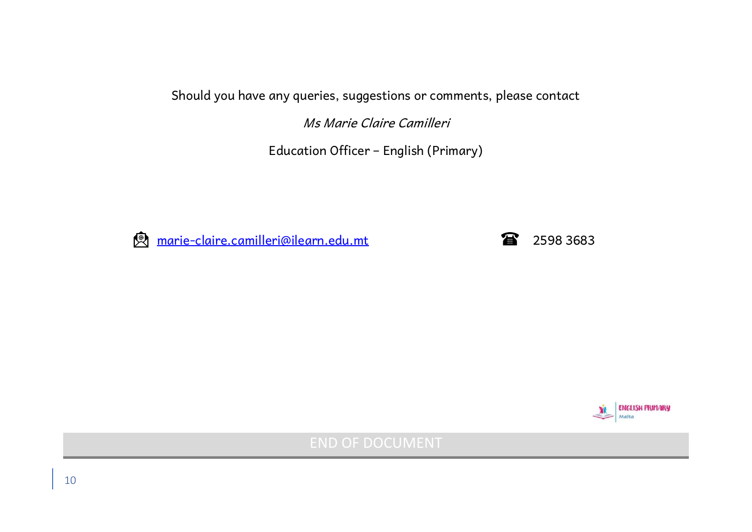Should you have any queries, suggestions or comments, please contact

*Ms Marie Claire Camilleri*

Education Officer – English (Primary)

marie-claire.camilleri@ilearn.edu.mt 2598 3683

END OF DOCUMENT